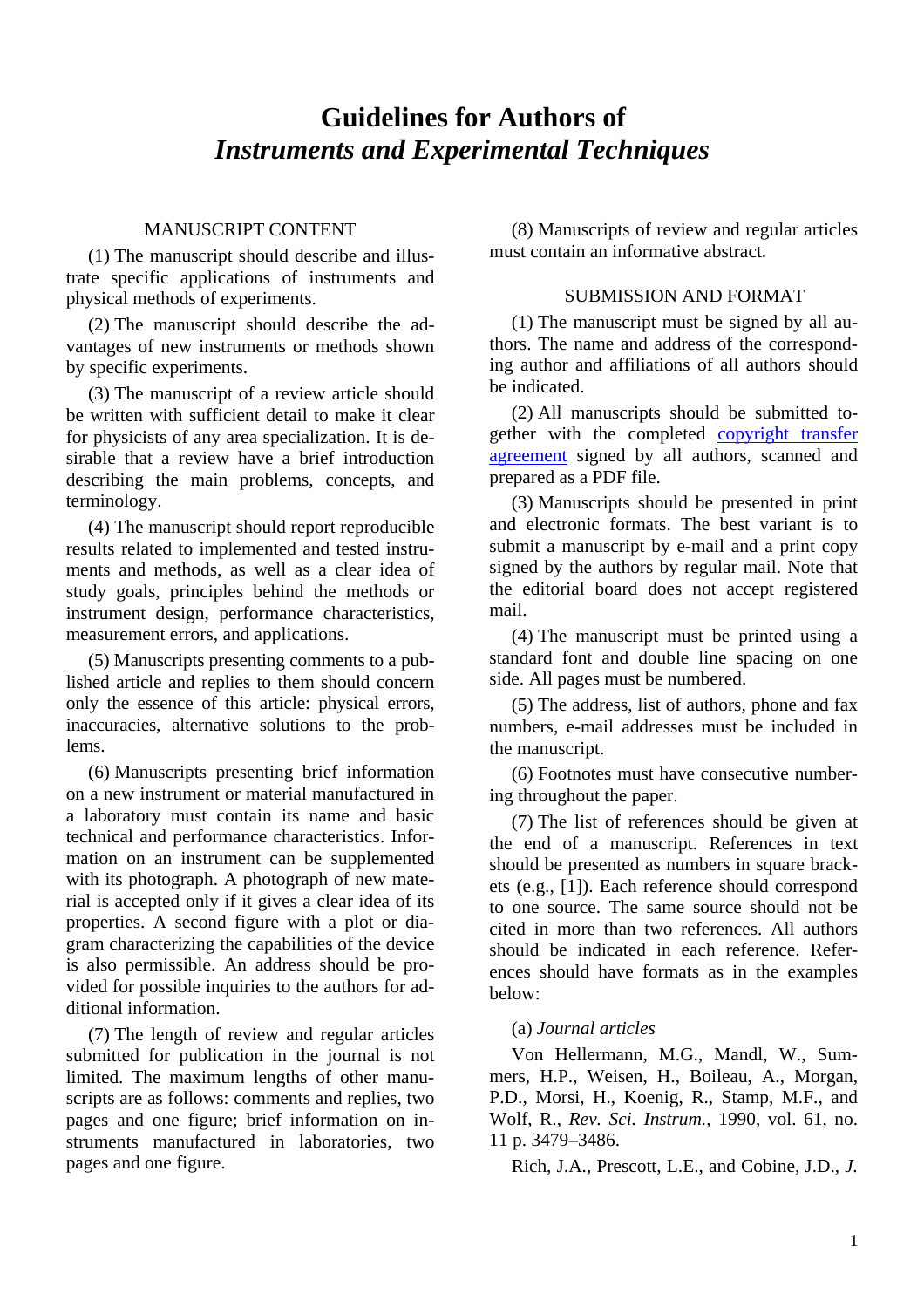# Guidelines for Authors of *Instruments and Experimental Techniques*

## MANUSCRIPT CONTENT

(1) The manuscript should describe and illustrate specific applications of instruments and physical methods of experiments.

(2) The manuscript should describe the advantages of new instruments or methods shown by specific experiments.

(3) The manuscript of a review article should be written with sufficient detail to make it clear for physicists of any area specialization. It is desirable that a review have a brief introduction describing the main problems, concepts, and terminology.

(4) The manuscript should report reproducible results related to implemented and tested instruments and methods, as well as a clear idea of study goals, principles behind the methods or instrument design, performance characteristics, measurement errors, and applications.

(5) Manuscripts presenting comments to a published article and replies to them should concern only the essence of this article: physical errors, inaccuracies, alternative solutions to the problems.

(6) Manuscripts presenting brief information on a new instrument or material manufactured in a laboratory must contain its name and basic technical and performance characteristics. Information on an instrument can be supplemented with its photograph. A photograph of new material is accepted only if it gives a clear idea of its properties. A second figure with a plot or diagram characterizing the capabilities of the device is also permissible. An address should be provided for possible inquiries to the authors for additional information.

(7) The length of review and regular articles submitted for publication in the journal is not limited. The maximum lengths of other manuscripts are as follows: comments and replies, two pages and one figure; brief information on instruments manufactured in laboratories, two pages and one figure.

(8) Manuscripts of review and regular articles must contain an informative abstract.

## SUBMISSION AND FORMAT

(1) The manuscript must be signed by all authors. The name and address of the corresponding author and affiliations of all authors should be indicated.

(2) All manuscripts should be submitted together with the completed copyright transfer agreement signed by all authors, scanned and prepared as a PDF file.

(3) Manuscripts should be presented in print and electronic formats. The best variant is to submit a manuscript by e-mail and a print copy signed by the authors by regular mail. Note that the editorial board does not accept registered mail.

(4) The manuscript must be printed using a standard font and double line spacing on one side. All pages must be numbered.

(5) The address, list of authors, phone and fax numbers, e-mail addresses must be included in the manuscript.

(6) Footnotes must have consecutive numbering throughout the paper.

(7) The list of references should be given at the end of a manuscript. References in text should be presented as numbers in square brackets (e.g., [1]). Each reference should correspond to one source. The same source should not be cited in more than two references. All authors should be indicated in each reference. References should have formats as in the examples below:

(a) *Journal articles*

Von Hellermann, M.G., Mandl, W., Summers, H.P., Weisen, H., Boileau, A., Morgan, P.D., Morsi, H., Koenig, R., Stamp, M.F., and Wolf, R., *Rev. Sci. Instrum.*, 1990, vol. 61, no. 11 p. 3479–3486.

Rich, J.A., Prescott, L.E., and Cobine, J.D., *J.*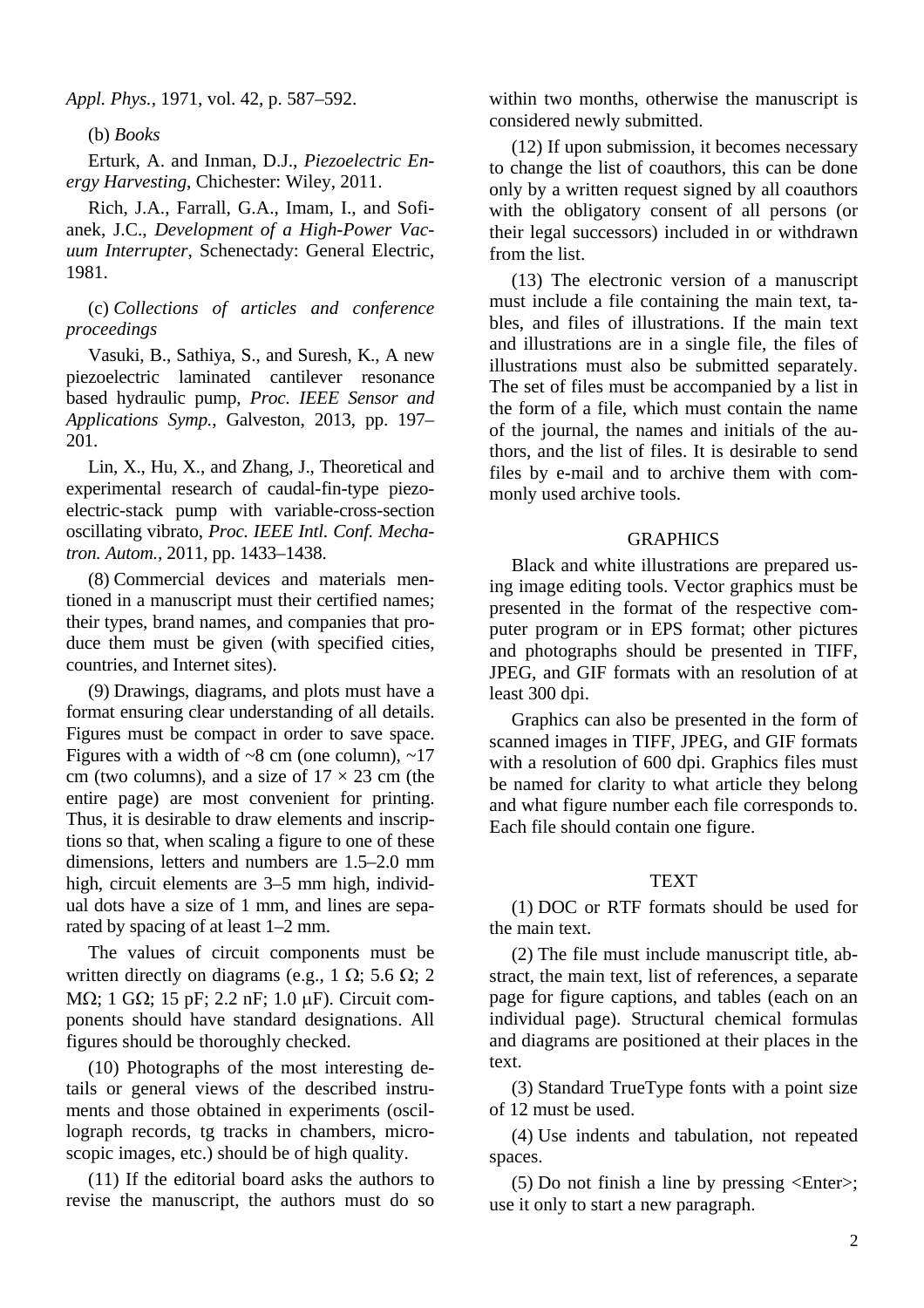*Appl. Phys.*, 1971, vol. 42, p. 587–592.

(b) *Books*

Erturk, A. and Inman, D.J., *Piezoelectric Energy Harvesting*, Chichester: Wiley, 2011.

Rich, J.A., Farrall, G.A., Imam, I., and Sofianek, J.C., *Development of a High-Power Vacuum Interrupter*, Schenectady: General Electric, 1981.

(c) *Collections of articles and conference proceedings*

Vasuki, B., Sathiya, S., and Suresh, K., A new piezoelectric laminated cantilever resonance based hydraulic pump, *Proc. IEEE Sensor and Applications Symp.*, Galveston, 2013, pp. 197–201.

Lin, X., Hu, X., and Zhang, J., Theoretical and experimental research of caudal-fin-type piezoelectric-stack pump with variable-cross-section oscillating vibrato, *Proc. IEEE Intl. Conf. Mechatron. Autom.*, 2011, pp. 1433–1438.

(8) Commercial devices and materials mentioned in a manuscript must their certified names; their types, brand names, and companies that produce them must be given (with specified cities, countries, and Internet sites).

(9) Drawings, diagrams, and plots must have a format ensuring clear understanding of all details. Figures must be compact in order to save space. Figures with a width of ~8 cm (one column), ~17 cm (two columns), and a size of 17 × 23 cm (the entire page) are most convenient for printing. Thus, it is desirable to draw elements and inscriptions so that, when scaling a figure to one of these dimensions, letters and numbers are 1.5–2.0 mm high, circuit elements are 3–5 mm high, individual dots have a size of 1 mm, and lines are separated by spacing of at least 1–2 mm.

The values of circuit components must be written directly on diagrams (e.g., 1 Ω; 5.6 Ω; 2 MΩ; 1 GΩ; 15 pF; 2.2 nF; 1.0 μF). Circuit components should have standard designations. All figures should be thoroughly checked.

(10) Photographs of the most interesting details or general views of the described instruments and those obtained in experiments (oscillograph records, tg tracks in chambers, microscopic images, etc.) should be of high quality.

(11) If the editorial board asks the authors to revise the manuscript, the authors must do so within two months, otherwise the manuscript is considered newly submitted.

(12) If upon submission, it becomes necessary to change the list of coauthors, this can be done only by a written request signed by all coauthors with the obligatory consent of all persons (or their legal successors) included in or withdrawn from the list.

(13) The electronic version of a manuscript must include a file containing the main text, tables, and files of illustrations. If the main text and illustrations are in a single file, the files of illustrations must also be submitted separately. The set of files must be accompanied by a list in the form of a file, which must contain the name of the journal, the names and initials of the authors, and the list of files. It is desirable to send files by e-mail and to archive them with commonly used archive tools.

## GRAPHICS

Black and white illustrations are prepared using image editing tools. Vector graphics must be presented in the format of the respective computer program or in EPS format; other pictures and photographs should be presented in TIFF, JPEG, and GIF formats with an resolution of at least 300 dpi.

Graphics can also be presented in the form of scanned images in TIFF, JPEG, and GIF formats with a resolution of 600 dpi. Graphics files must be named for clarity to what article they belong and what figure number each file corresponds to. Each file should contain one figure.

## TEXT

(1) DOC or RTF formats should be used for the main text.

(2) The file must include manuscript title, abstract, the main text, list of references, a separate page for figure captions, and tables (each on an individual page). Structural chemical formulas and diagrams are positioned at their places in the text.

(3) Standard TrueType fonts with a point size of 12 must be used.

(4) Use indents and tabulation, not repeated spaces.

(5) Do not finish a line by pressing <Enter>; use it only to start a new paragraph.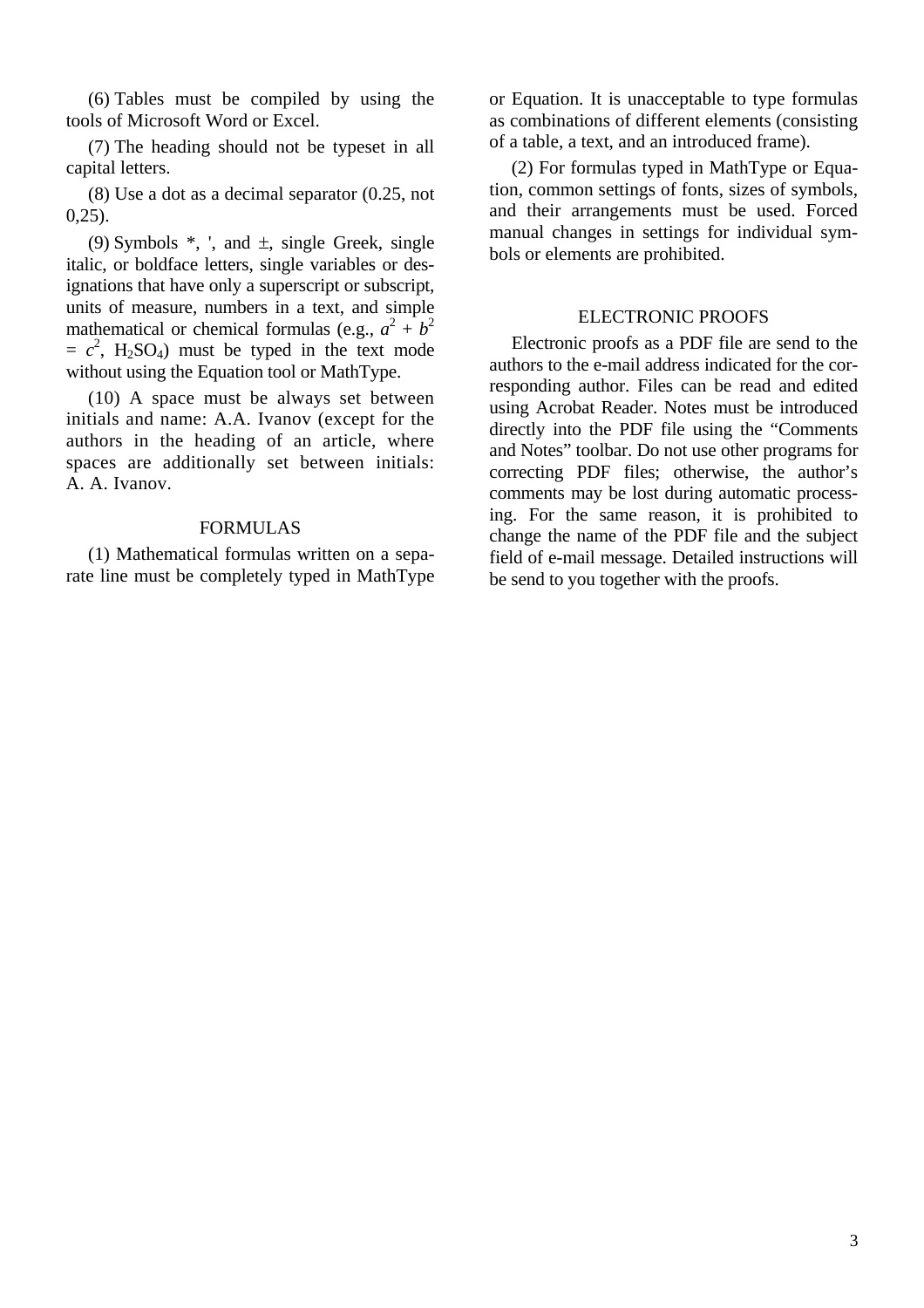(6) Tables must be compiled by using the tools of Microsoft Word or Excel.

(7) The heading should not be typeset in all capital letters.

(8) Use a dot as a decimal separator (0.25, not 0,25).

(9) Symbols *, ', and ±, single Greek, single italic, or boldface letters, single variables or designations that have only a superscript or subscript, units of measure, numbers in a text, and simple mathematical or chemical formulas (e.g., $a^2 + b^2 = c^2$, $H_2SO_4$) must be typed in the text mode without using the Equation tool or MathType.

(10) A space must be always set between initials and name: A.A. Ivanov (except for the authors in the heading of an article, where spaces are additionally set between initials: A. A. Ivanov.

## FORMULAS

(1) Mathematical formulas written on a separate line must be completely typed in MathType or Equation. It is unacceptable to type formulas as combinations of different elements (consisting of a table, a text, and an introduced frame).

(2) For formulas typed in MathType or Equation, common settings of fonts, sizes of symbols, and their arrangements must be used. Forced manual changes in settings for individual symbols or elements are prohibited.

## ELECTRONIC PROOFS

Electronic proofs as a PDF file are send to the authors to the e-mail address indicated for the corresponding author. Files can be read and edited using Acrobat Reader. Notes must be introduced directly into the PDF file using the “Comments and Notes” toolbar. Do not use other programs for correcting PDF files; otherwise, the author’s comments may be lost during automatic processing. For the same reason, it is prohibited to change the name of the PDF file and the subject field of e-mail message. Detailed instructions will be send to you together with the proofs.